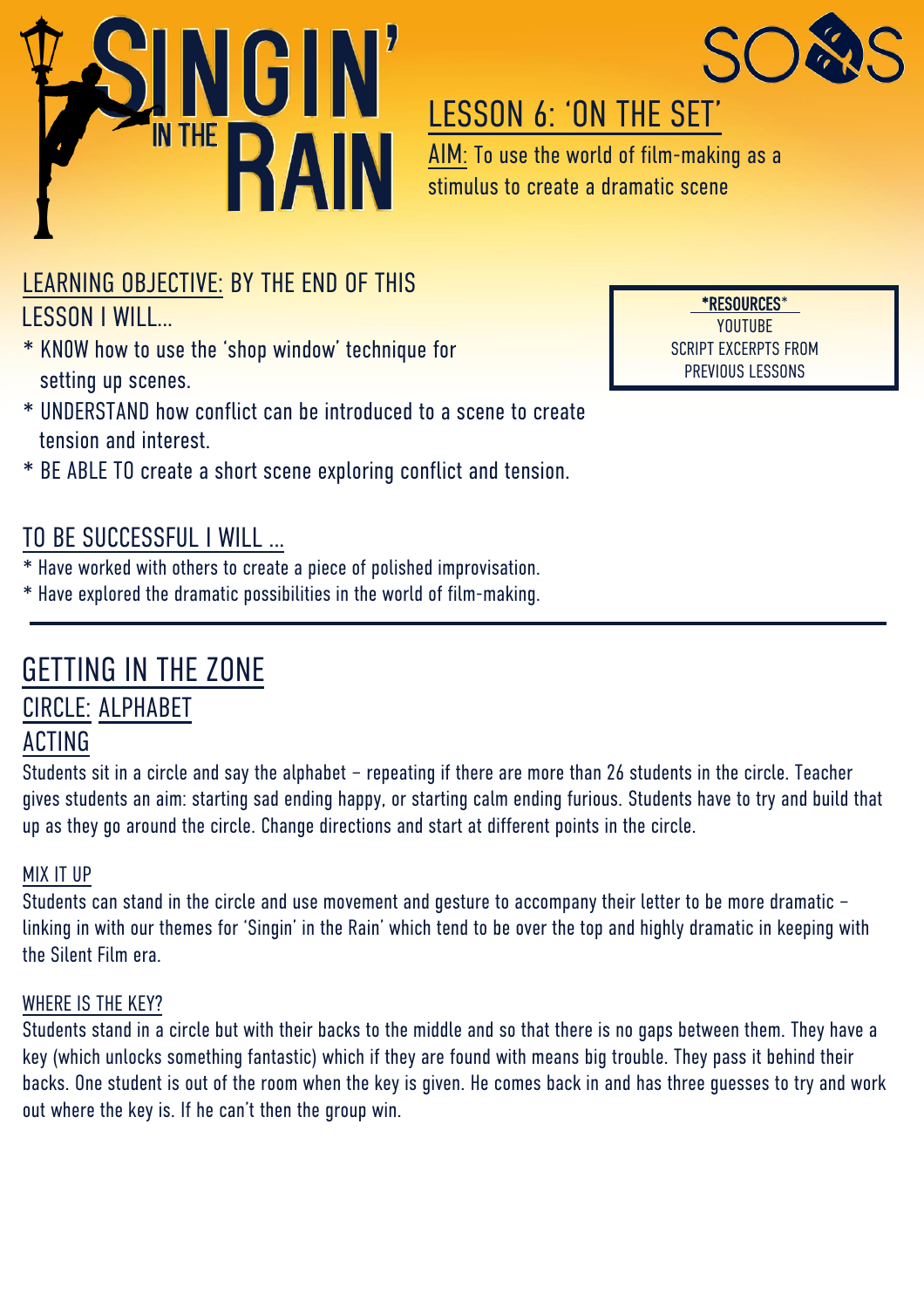# SINGIN' IN THE RAIN

SOS

## LESSON 6: 'ON THE SET'

AIM: To use the world of film-making as a stimulus to create a dramatic scene

**\*RESOURCES\***
YOUTUBE
SCRIPT EXCERPTS FROM PREVIOUS LESSONS

### LEARNING OBJECTIVE: BY THE END OF THIS LESSON I WILL...

* KNOW how to use the 'shop window' technique for setting up scenes.
* UNDERSTAND how conflict can be introduced to a scene to create tension and interest.
* BE ABLE TO create a short scene exploring conflict and tension.

### TO BE SUCCESSFUL I WILL ...

* Have worked with others to create a piece of polished improvisation.
* Have explored the dramatic possibilities in the world of film-making.

---

## GETTING IN THE ZONE

### CIRCLE: ALPHABET ACTING

Students sit in a circle and say the alphabet – repeating if there are more than 26 students in the circle. Teacher gives students an aim: starting sad ending happy, or starting calm ending furious. Students have to try and build that up as they go around the circle. Change directions and start at different points in the circle.

#### MIX IT UP

Students can stand in the circle and use movement and gesture to accompany their letter to be more dramatic – linking in with our themes for 'Singin' in the Rain' which tend to be over the top and highly dramatic in keeping with the Silent Film era.

#### WHERE IS THE KEY?

Students stand in a circle but with their backs to the middle and so that there is no gaps between them. They have a key (which unlocks something fantastic) which if they are found with means big trouble. They pass it behind their backs. One student is out of the room when the key is given. He comes back in and has three guesses to try and work out where the key is. If he can't then the group win.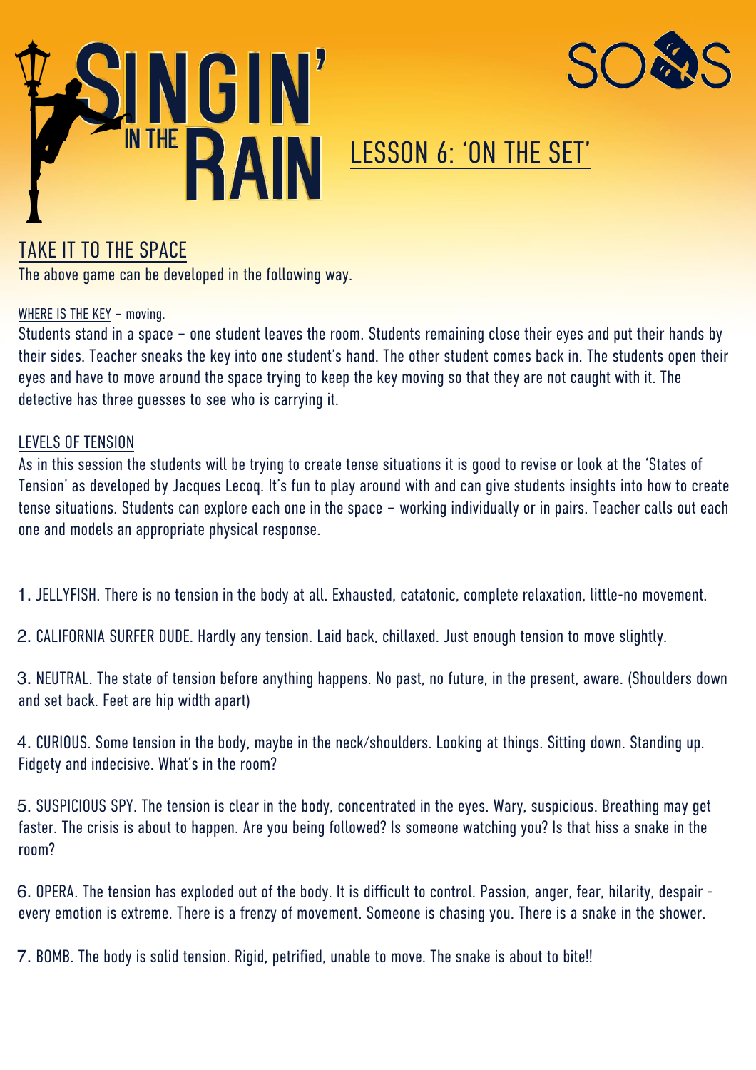# SINGIN' IN THE RAIN

## LESSON 6: 'ON THE SET'

## TAKE IT TO THE SPACE

The above game can be developed in the following way.

### WHERE IS THE KEY – moving.

Students stand in a space – one student leaves the room. Students remaining close their eyes and put their hands by their sides. Teacher sneaks the key into one student's hand. The other student comes back in. The students open their eyes and have to move around the space trying to keep the key moving so that they are not caught with it. The detective has three guesses to see who is carrying it.

### LEVELS OF TENSION

As in this session the students will be trying to create tense situations it is good to revise or look at the 'States of Tension' as developed by Jacques Lecoq. It's fun to play around with and can give students insights into how to create tense situations. Students can explore each one in the space – working individually or in pairs. Teacher calls out each one and models an appropriate physical response.

1. JELLYFISH. There is no tension in the body at all. Exhausted, catatonic, complete relaxation, little-no movement.

2. CALIFORNIA SURFER DUDE. Hardly any tension. Laid back, chillaxed. Just enough tension to move slightly.

3. NEUTRAL. The state of tension before anything happens. No past, no future, in the present, aware. (Shoulders down and set back. Feet are hip width apart)

4. CURIOUS. Some tension in the body, maybe in the neck/shoulders. Looking at things. Sitting down. Standing up. Fidgety and indecisive. What's in the room?

5. SUSPICIOUS SPY. The tension is clear in the body, concentrated in the eyes. Wary, suspicious. Breathing may get faster. The crisis is about to happen. Are you being followed? Is someone watching you? Is that hiss a snake in the room?

6. OPERA. The tension has exploded out of the body. It is difficult to control. Passion, anger, fear, hilarity, despair - every emotion is extreme. There is a frenzy of movement. Someone is chasing you. There is a snake in the shower.

7. BOMB. The body is solid tension. Rigid, petrified, unable to move. The snake is about to bite!!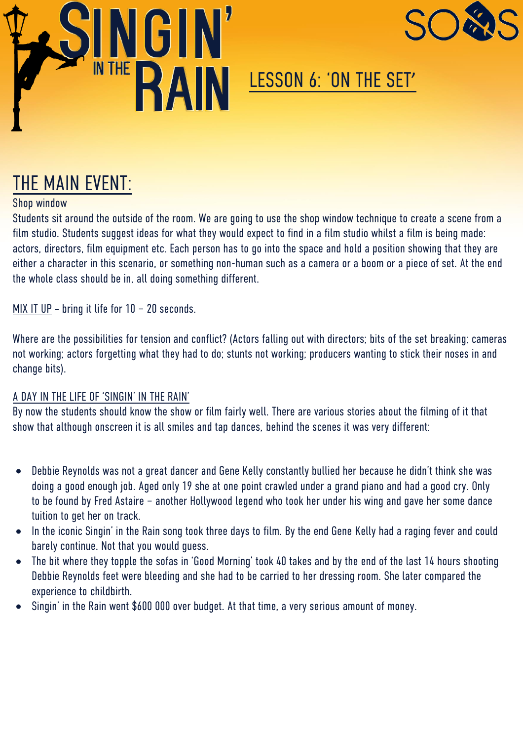# LESSON 6: 'ON THE SET'

## THE MAIN EVENT:

Shop window

Students sit around the outside of the room. We are going to use the shop window technique to create a scene from a film studio. Students suggest ideas for what they would expect to find in a film studio whilst a film is being made: actors, directors, film equipment etc. Each person has to go into the space and hold a position showing that they are either a character in this scenario, or something non-human such as a camera or a boom or a piece of set. At the end the whole class should be in, all doing something different.

MIX IT UP - bring it life for 10 – 20 seconds.

Where are the possibilities for tension and conflict? (Actors falling out with directors; bits of the set breaking; cameras not working; actors forgetting what they had to do; stunts not working; producers wanting to stick their noses in and change bits).

A DAY IN THE LIFE OF 'SINGIN' IN THE RAIN'

By now the students should know the show or film fairly well. There are various stories about the filming of it that show that although onscreen it is all smiles and tap dances, behind the scenes it was very different:

- Debbie Reynolds was not a great dancer and Gene Kelly constantly bullied her because he didn't think she was doing a good enough job. Aged only 19 she at one point crawled under a grand piano and had a good cry. Only to be found by Fred Astaire – another Hollywood legend who took her under his wing and gave her some dance tuition to get her on track.
- In the iconic Singin' in the Rain song took three days to film. By the end Gene Kelly had a raging fever and could barely continue. Not that you would guess.
- The bit where they topple the sofas in 'Good Morning' took 40 takes and by the end of the last 14 hours shooting Debbie Reynolds feet were bleeding and she had to be carried to her dressing room. She later compared the experience to childbirth.
- Singin' in the Rain went $600 000 over budget. At that time, a very serious amount of money.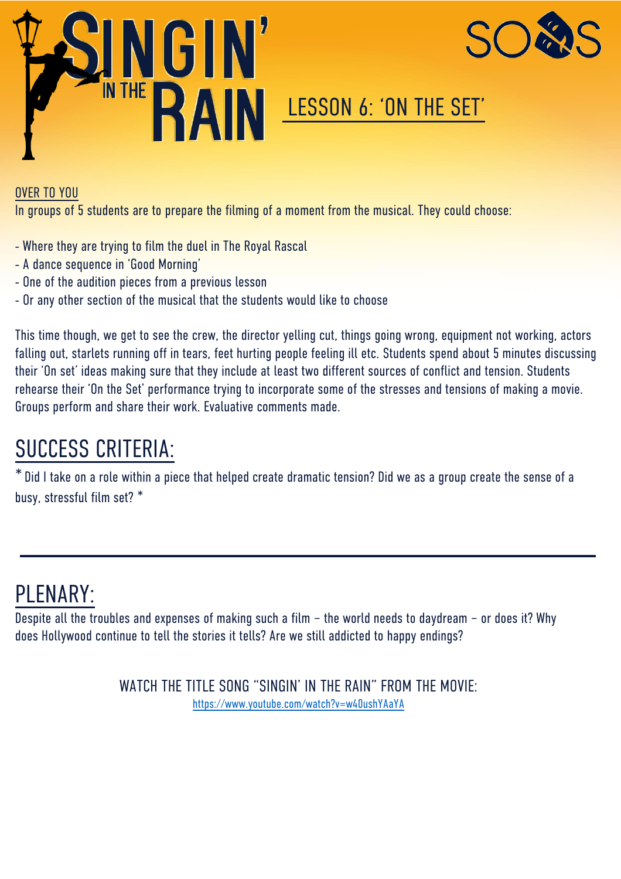# SINGIN' IN THE RAIN

SOS

## LESSON 6: 'ON THE SET'

OVER TO YOU

In groups of 5 students are to prepare the filming of a moment from the musical. They could choose:

- Where they are trying to film the duel in The Royal Rascal
- A dance sequence in 'Good Morning'
- One of the audition pieces from a previous lesson
- Or any other section of the musical that the students would like to choose

This time though, we get to see the crew, the director yelling cut, things going wrong, equipment not working, actors falling out, starlets running off in tears, feet hurting people feeling ill etc. Students spend about 5 minutes discussing their 'On set' ideas making sure that they include at least two different sources of conflict and tension. Students rehearse their 'On the Set' performance trying to incorporate some of the stresses and tensions of making a movie. Groups perform and share their work. Evaluative comments made.

## SUCCESS CRITERIA:

* Did I take on a role within a piece that helped create dramatic tension? Did we as a group create the sense of a busy, stressful film set? *

---

## PLENARY:

Despite all the troubles and expenses of making such a film – the world needs to daydream – or does it? Why does Hollywood continue to tell the stories it tells? Are we still addicted to happy endings?

WATCH THE TITLE SONG "SINGIN' IN THE RAIN" FROM THE MOVIE:

https://www.youtube.com/watch?v=w40ushYAaYA